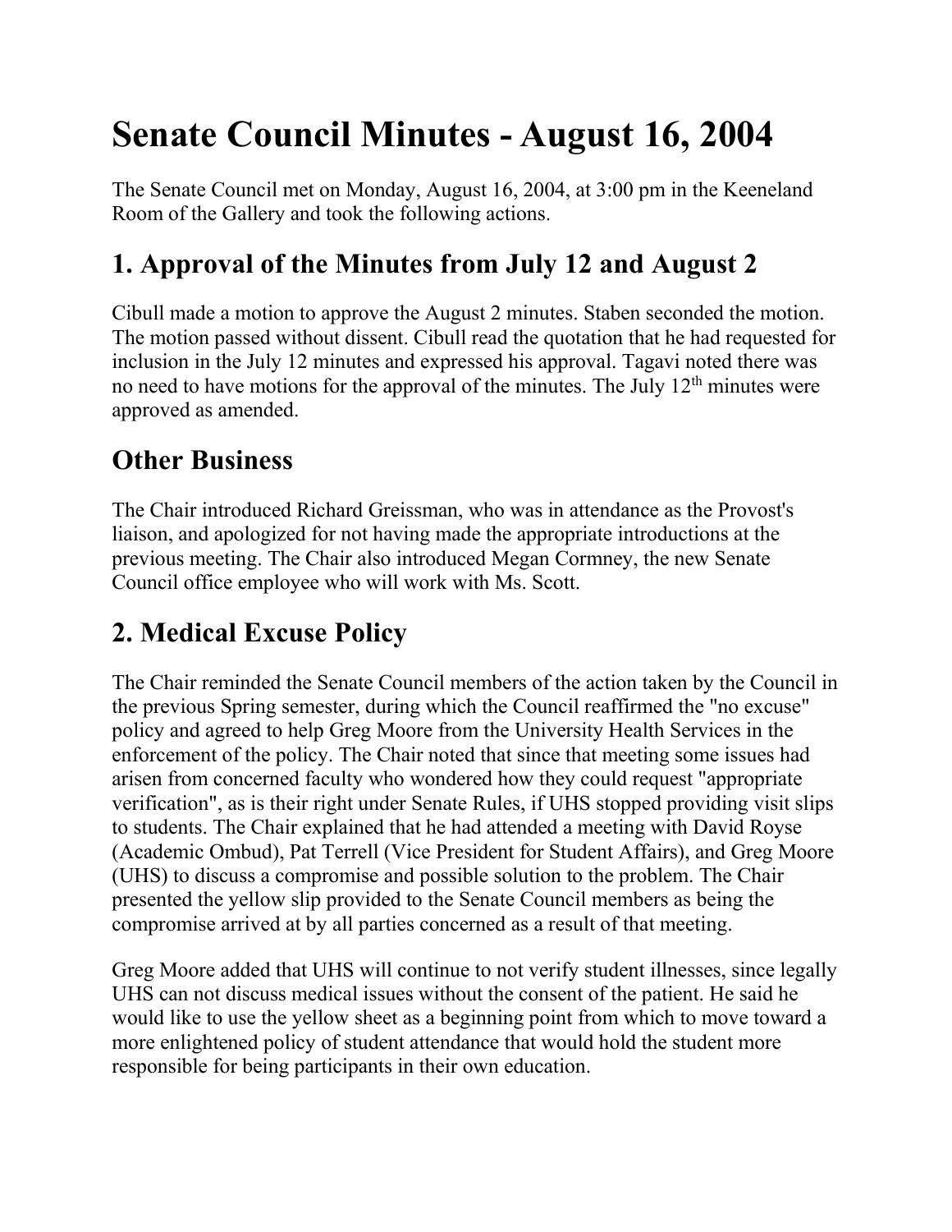# Senate Council Minutes - August 16, 2004

The Senate Council met on Monday, August 16, 2004, at 3:00 pm in the Keeneland Room of the Gallery and took the following actions.

## 1. Approval of the Minutes from July 12 and August 2

Cibull made a motion to approve the August 2 minutes. Staben seconded the motion. The motion passed without dissent. Cibull read the quotation that he had requested for inclusion in the July 12 minutes and expressed his approval. Tagavi noted there was no need to have motions for the approval of the minutes. The July 12th minutes were approved as amended.

## Other Business

The Chair introduced Richard Greissman, who was in attendance as the Provost's liaison, and apologized for not having made the appropriate introductions at the previous meeting. The Chair also introduced Megan Cormney, the new Senate Council office employee who will work with Ms. Scott.

## 2. Medical Excuse Policy

The Chair reminded the Senate Council members of the action taken by the Council in the previous Spring semester, during which the Council reaffirmed the "no excuse" policy and agreed to help Greg Moore from the University Health Services in the enforcement of the policy. The Chair noted that since that meeting some issues had arisen from concerned faculty who wondered how they could request "appropriate verification", as is their right under Senate Rules, if UHS stopped providing visit slips to students. The Chair explained that he had attended a meeting with David Royse (Academic Ombud), Pat Terrell (Vice President for Student Affairs), and Greg Moore (UHS) to discuss a compromise and possible solution to the problem. The Chair presented the yellow slip provided to the Senate Council members as being the compromise arrived at by all parties concerned as a result of that meeting.

Greg Moore added that UHS will continue to not verify student illnesses, since legally UHS can not discuss medical issues without the consent of the patient. He said he would like to use the yellow sheet as a beginning point from which to move toward a more enlightened policy of student attendance that would hold the student more responsible for being participants in their own education.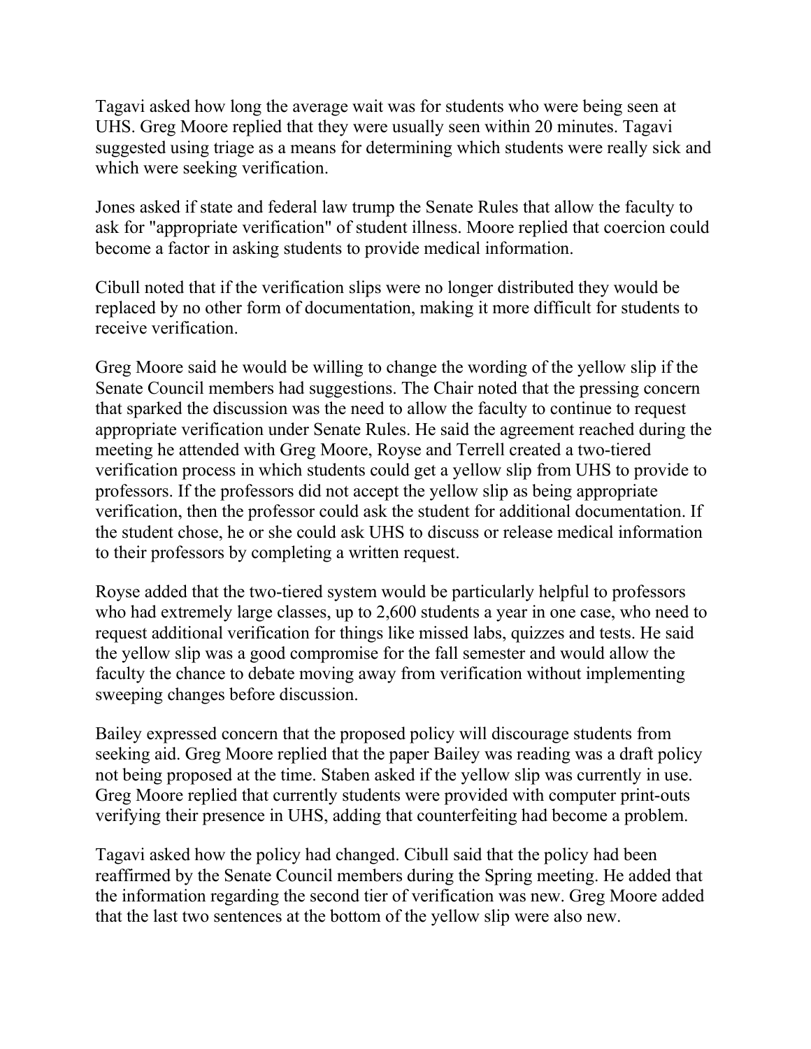Tagavi asked how long the average wait was for students who were being seen at UHS. Greg Moore replied that they were usually seen within 20 minutes. Tagavi suggested using triage as a means for determining which students were really sick and which were seeking verification.

Jones asked if state and federal law trump the Senate Rules that allow the faculty to ask for "appropriate verification" of student illness. Moore replied that coercion could become a factor in asking students to provide medical information.

Cibull noted that if the verification slips were no longer distributed they would be replaced by no other form of documentation, making it more difficult for students to receive verification.

Greg Moore said he would be willing to change the wording of the yellow slip if the Senate Council members had suggestions. The Chair noted that the pressing concern that sparked the discussion was the need to allow the faculty to continue to request appropriate verification under Senate Rules. He said the agreement reached during the meeting he attended with Greg Moore, Royse and Terrell created a two-tiered verification process in which students could get a yellow slip from UHS to provide to professors. If the professors did not accept the yellow slip as being appropriate verification, then the professor could ask the student for additional documentation. If the student chose, he or she could ask UHS to discuss or release medical information to their professors by completing a written request.

Royse added that the two-tiered system would be particularly helpful to professors who had extremely large classes, up to 2,600 students a year in one case, who need to request additional verification for things like missed labs, quizzes and tests. He said the yellow slip was a good compromise for the fall semester and would allow the faculty the chance to debate moving away from verification without implementing sweeping changes before discussion.

Bailey expressed concern that the proposed policy will discourage students from seeking aid. Greg Moore replied that the paper Bailey was reading was a draft policy not being proposed at the time. Staben asked if the yellow slip was currently in use. Greg Moore replied that currently students were provided with computer print-outs verifying their presence in UHS, adding that counterfeiting had become a problem.

Tagavi asked how the policy had changed. Cibull said that the policy had been reaffirmed by the Senate Council members during the Spring meeting. He added that the information regarding the second tier of verification was new. Greg Moore added that the last two sentences at the bottom of the yellow slip were also new.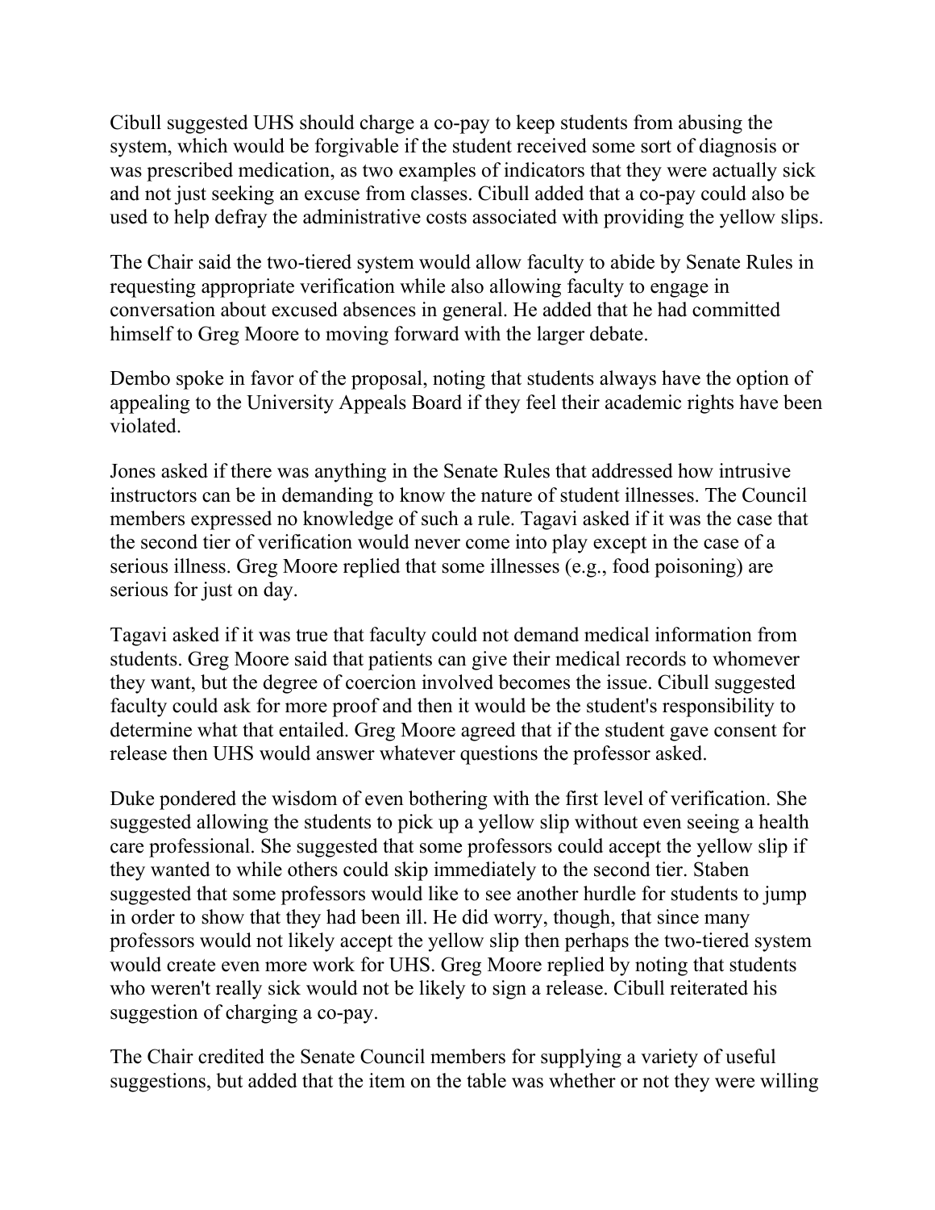Cibull suggested UHS should charge a co-pay to keep students from abusing the system, which would be forgivable if the student received some sort of diagnosis or was prescribed medication, as two examples of indicators that they were actually sick and not just seeking an excuse from classes. Cibull added that a co-pay could also be used to help defray the administrative costs associated with providing the yellow slips.

The Chair said the two-tiered system would allow faculty to abide by Senate Rules in requesting appropriate verification while also allowing faculty to engage in conversation about excused absences in general. He added that he had committed himself to Greg Moore to moving forward with the larger debate.

Dembo spoke in favor of the proposal, noting that students always have the option of appealing to the University Appeals Board if they feel their academic rights have been violated.

Jones asked if there was anything in the Senate Rules that addressed how intrusive instructors can be in demanding to know the nature of student illnesses. The Council members expressed no knowledge of such a rule. Tagavi asked if it was the case that the second tier of verification would never come into play except in the case of a serious illness. Greg Moore replied that some illnesses (e.g., food poisoning) are serious for just on day.

Tagavi asked if it was true that faculty could not demand medical information from students. Greg Moore said that patients can give their medical records to whomever they want, but the degree of coercion involved becomes the issue. Cibull suggested faculty could ask for more proof and then it would be the student's responsibility to determine what that entailed. Greg Moore agreed that if the student gave consent for release then UHS would answer whatever questions the professor asked.

Duke pondered the wisdom of even bothering with the first level of verification. She suggested allowing the students to pick up a yellow slip without even seeing a health care professional. She suggested that some professors could accept the yellow slip if they wanted to while others could skip immediately to the second tier. Staben suggested that some professors would like to see another hurdle for students to jump in order to show that they had been ill. He did worry, though, that since many professors would not likely accept the yellow slip then perhaps the two-tiered system would create even more work for UHS. Greg Moore replied by noting that students who weren't really sick would not be likely to sign a release. Cibull reiterated his suggestion of charging a co-pay.

The Chair credited the Senate Council members for supplying a variety of useful suggestions, but added that the item on the table was whether or not they were willing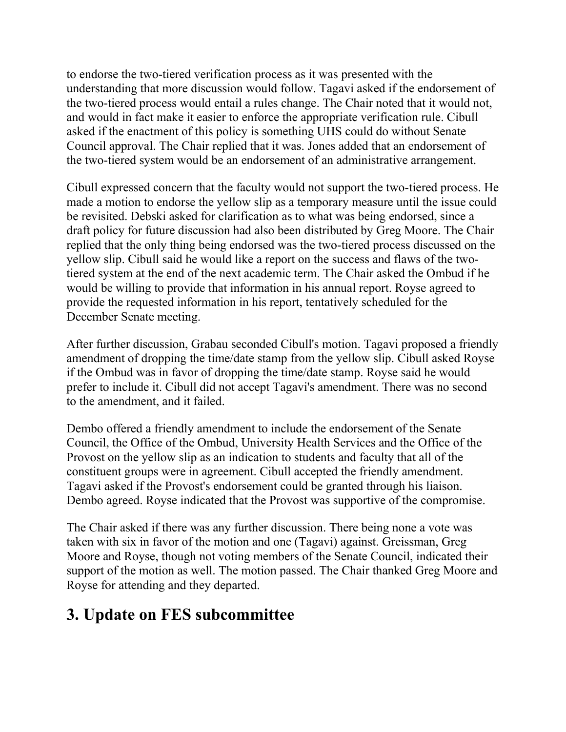to endorse the two-tiered verification process as it was presented with the understanding that more discussion would follow. Tagavi asked if the endorsement of the two-tiered process would entail a rules change. The Chair noted that it would not, and would in fact make it easier to enforce the appropriate verification rule. Cibull asked if the enactment of this policy is something UHS could do without Senate Council approval. The Chair replied that it was. Jones added that an endorsement of the two-tiered system would be an endorsement of an administrative arrangement.

Cibull expressed concern that the faculty would not support the two-tiered process. He made a motion to endorse the yellow slip as a temporary measure until the issue could be revisited. Debski asked for clarification as to what was being endorsed, since a draft policy for future discussion had also been distributed by Greg Moore. The Chair replied that the only thing being endorsed was the two-tiered process discussed on the yellow slip. Cibull said he would like a report on the success and flaws of the two-tiered system at the end of the next academic term. The Chair asked the Ombud if he would be willing to provide that information in his annual report. Royse agreed to provide the requested information in his report, tentatively scheduled for the December Senate meeting.

After further discussion, Grabau seconded Cibull's motion. Tagavi proposed a friendly amendment of dropping the time/date stamp from the yellow slip. Cibull asked Royse if the Ombud was in favor of dropping the time/date stamp. Royse said he would prefer to include it. Cibull did not accept Tagavi's amendment. There was no second to the amendment, and it failed.

Dembo offered a friendly amendment to include the endorsement of the Senate Council, the Office of the Ombud, University Health Services and the Office of the Provost on the yellow slip as an indication to students and faculty that all of the constituent groups were in agreement. Cibull accepted the friendly amendment. Tagavi asked if the Provost's endorsement could be granted through his liaison. Dembo agreed. Royse indicated that the Provost was supportive of the compromise.

The Chair asked if there was any further discussion. There being none a vote was taken with six in favor of the motion and one (Tagavi) against. Greissman, Greg Moore and Royse, though not voting members of the Senate Council, indicated their support of the motion as well. The motion passed. The Chair thanked Greg Moore and Royse for attending and they departed.

## 3. Update on FES subcommittee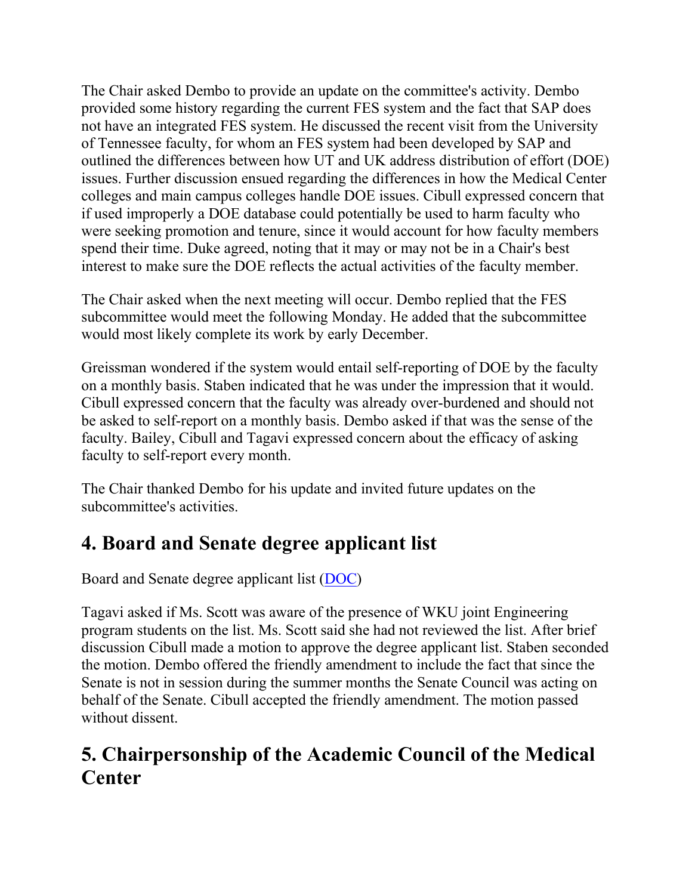The Chair asked Dembo to provide an update on the committee's activity. Dembo provided some history regarding the current FES system and the fact that SAP does not have an integrated FES system. He discussed the recent visit from the University of Tennessee faculty, for whom an FES system had been developed by SAP and outlined the differences between how UT and UK address distribution of effort (DOE) issues. Further discussion ensued regarding the differences in how the Medical Center colleges and main campus colleges handle DOE issues. Cibull expressed concern that if used improperly a DOE database could potentially be used to harm faculty who were seeking promotion and tenure, since it would account for how faculty members spend their time. Duke agreed, noting that it may or may not be in a Chair's best interest to make sure the DOE reflects the actual activities of the faculty member.

The Chair asked when the next meeting will occur. Dembo replied that the FES subcommittee would meet the following Monday. He added that the subcommittee would most likely complete its work by early December.

Greissman wondered if the system would entail self-reporting of DOE by the faculty on a monthly basis. Staben indicated that he was under the impression that it would. Cibull expressed concern that the faculty was already over-burdened and should not be asked to self-report on a monthly basis. Dembo asked if that was the sense of the faculty. Bailey, Cibull and Tagavi expressed concern about the efficacy of asking faculty to self-report every month.

The Chair thanked Dembo for his update and invited future updates on the subcommittee's activities.

## 4. Board and Senate degree applicant list

Board and Senate degree applicant list (DOC)

Tagavi asked if Ms. Scott was aware of the presence of WKU joint Engineering program students on the list. Ms. Scott said she had not reviewed the list. After brief discussion Cibull made a motion to approve the degree applicant list. Staben seconded the motion. Dembo offered the friendly amendment to include the fact that since the Senate is not in session during the summer months the Senate Council was acting on behalf of the Senate. Cibull accepted the friendly amendment. The motion passed without dissent.

## 5. Chairpersonship of the Academic Council of the Medical Center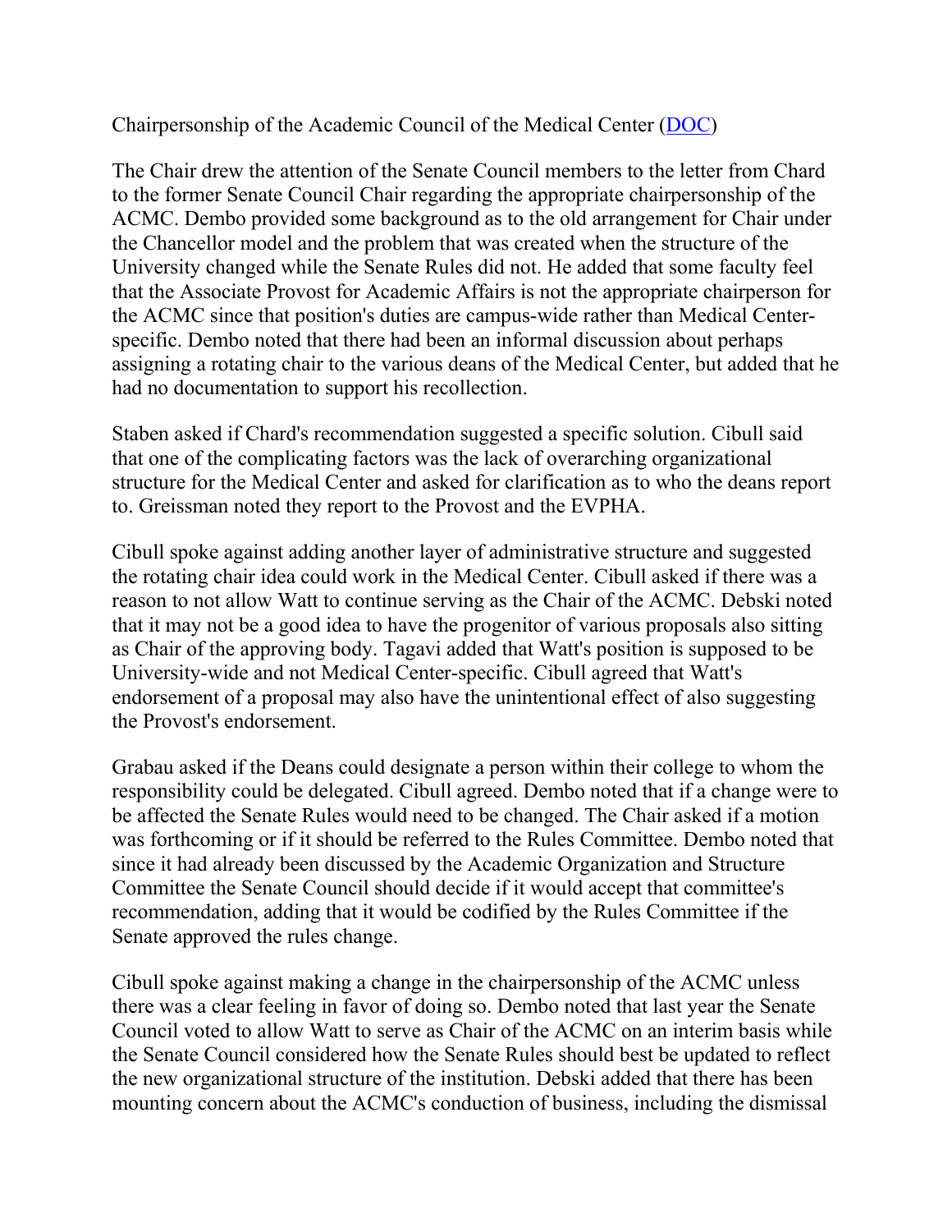Chairpersonship of the Academic Council of the Medical Center ([DOC])

The Chair drew the attention of the Senate Council members to the letter from Chard to the former Senate Council Chair regarding the appropriate chairpersonship of the ACMC. Dembo provided some background as to the old arrangement for Chair under the Chancellor model and the problem that was created when the structure of the University changed while the Senate Rules did not. He added that some faculty feel that the Associate Provost for Academic Affairs is not the appropriate chairperson for the ACMC since that position's duties are campus-wide rather than Medical Center-specific. Dembo noted that there had been an informal discussion about perhaps assigning a rotating chair to the various deans of the Medical Center, but added that he had no documentation to support his recollection.

Staben asked if Chard's recommendation suggested a specific solution. Cibull said that one of the complicating factors was the lack of overarching organizational structure for the Medical Center and asked for clarification as to who the deans report to. Greissman noted they report to the Provost and the EVPHA.

Cibull spoke against adding another layer of administrative structure and suggested the rotating chair idea could work in the Medical Center. Cibull asked if there was a reason to not allow Watt to continue serving as the Chair of the ACMC. Debski noted that it may not be a good idea to have the progenitor of various proposals also sitting as Chair of the approving body. Tagavi added that Watt's position is supposed to be University-wide and not Medical Center-specific. Cibull agreed that Watt's endorsement of a proposal may also have the unintentional effect of also suggesting the Provost's endorsement.

Grabau asked if the Deans could designate a person within their college to whom the responsibility could be delegated. Cibull agreed. Dembo noted that if a change were to be affected the Senate Rules would need to be changed. The Chair asked if a motion was forthcoming or if it should be referred to the Rules Committee. Dembo noted that since it had already been discussed by the Academic Organization and Structure Committee the Senate Council should decide if it would accept that committee's recommendation, adding that it would be codified by the Rules Committee if the Senate approved the rules change.

Cibull spoke against making a change in the chairpersonship of the ACMC unless there was a clear feeling in favor of doing so. Dembo noted that last year the Senate Council voted to allow Watt to serve as Chair of the ACMC on an interim basis while the Senate Council considered how the Senate Rules should best be updated to reflect the new organizational structure of the institution. Debski added that there has been mounting concern about the ACMC's conduction of business, including the dismissal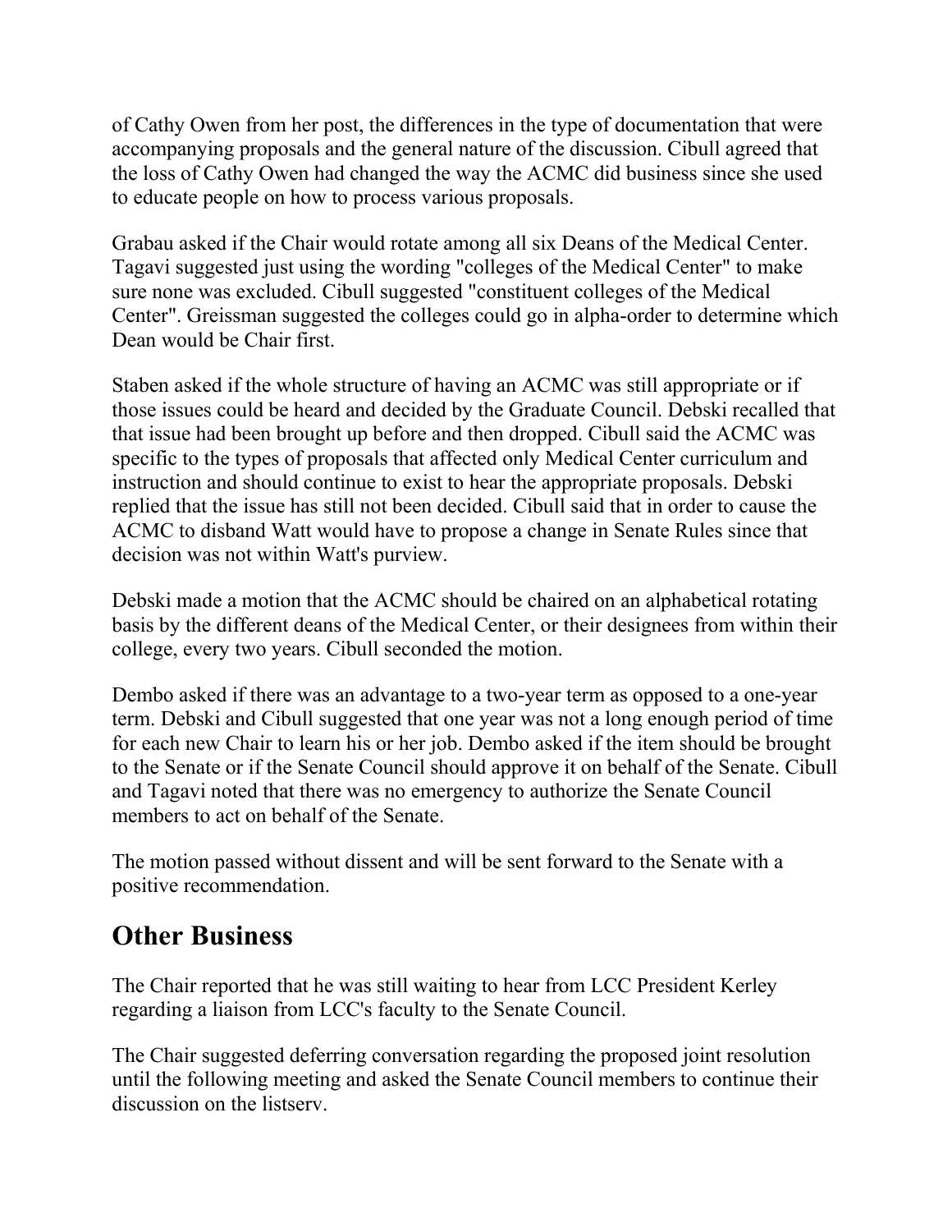of Cathy Owen from her post, the differences in the type of documentation that were accompanying proposals and the general nature of the discussion. Cibull agreed that the loss of Cathy Owen had changed the way the ACMC did business since she used to educate people on how to process various proposals.

Grabau asked if the Chair would rotate among all six Deans of the Medical Center. Tagavi suggested just using the wording "colleges of the Medical Center" to make sure none was excluded. Cibull suggested "constituent colleges of the Medical Center". Greissman suggested the colleges could go in alpha-order to determine which Dean would be Chair first.

Staben asked if the whole structure of having an ACMC was still appropriate or if those issues could be heard and decided by the Graduate Council. Debski recalled that that issue had been brought up before and then dropped. Cibull said the ACMC was specific to the types of proposals that affected only Medical Center curriculum and instruction and should continue to exist to hear the appropriate proposals. Debski replied that the issue has still not been decided. Cibull said that in order to cause the ACMC to disband Watt would have to propose a change in Senate Rules since that decision was not within Watt's purview.

Debski made a motion that the ACMC should be chaired on an alphabetical rotating basis by the different deans of the Medical Center, or their designees from within their college, every two years. Cibull seconded the motion.

Dembo asked if there was an advantage to a two-year term as opposed to a one-year term. Debski and Cibull suggested that one year was not a long enough period of time for each new Chair to learn his or her job. Dembo asked if the item should be brought to the Senate or if the Senate Council should approve it on behalf of the Senate. Cibull and Tagavi noted that there was no emergency to authorize the Senate Council members to act on behalf of the Senate.

The motion passed without dissent and will be sent forward to the Senate with a positive recommendation.

## Other Business

The Chair reported that he was still waiting to hear from LCC President Kerley regarding a liaison from LCC's faculty to the Senate Council.

The Chair suggested deferring conversation regarding the proposed joint resolution until the following meeting and asked the Senate Council members to continue their discussion on the listserv.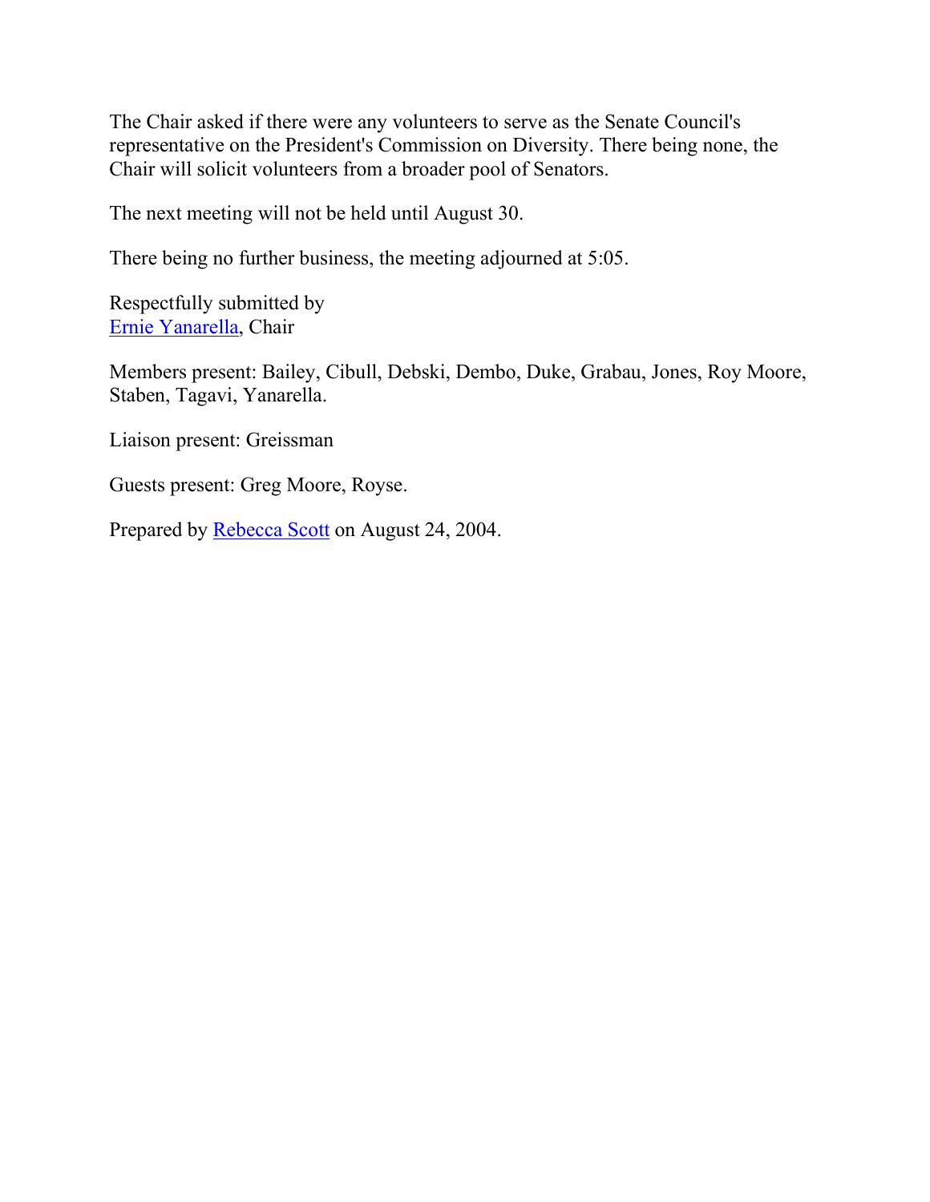The Chair asked if there were any volunteers to serve as the Senate Council's representative on the President's Commission on Diversity. There being none, the Chair will solicit volunteers from a broader pool of Senators.

The next meeting will not be held until August 30.

There being no further business, the meeting adjourned at 5:05.

Respectfully submitted by
Ernie Yanarella, Chair

Members present: Bailey, Cibull, Debski, Dembo, Duke, Grabau, Jones, Roy Moore, Staben, Tagavi, Yanarella.

Liaison present: Greissman

Guests present: Greg Moore, Royse.

Prepared by Rebecca Scott on August 24, 2004.